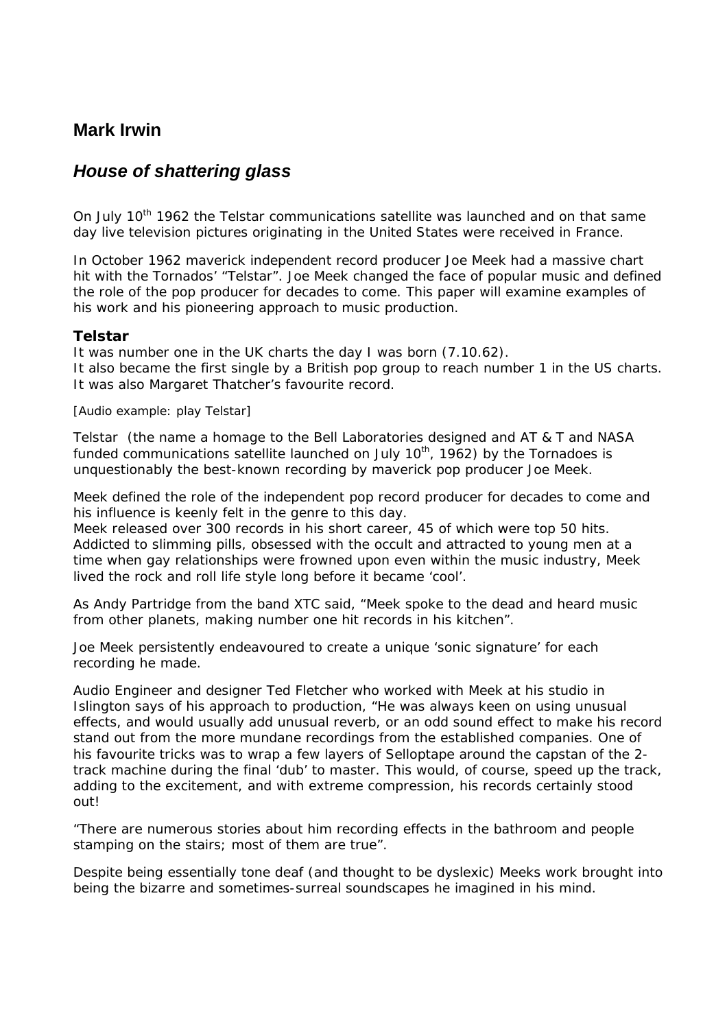## Mark Irwin

## *House of shattering glass*

On July 10th 1962 the Telstar communications satellite was launched and on that same day live television pictures originating in the United States were received in France.

In October 1962 maverick independent record producer Joe Meek had a massive chart hit with the Tornados' "Telstar". Joe Meek changed the face of popular music and defined the role of the pop producer for decades to come. This paper will examine examples of his work and his pioneering approach to music production.

### Telstar

It was number one in the UK charts the day I was born (7.10.62).
It also became the first single by a British pop group to reach number 1 in the US charts.
It was also Margaret Thatcher's favourite record.

[Audio example: play Telstar]

Telstar (the name a homage to the Bell Laboratories designed and AT & T and NASA funded communications satellite launched on July 10th, 1962) by the Tornadoes is unquestionably the best-known recording by maverick pop producer Joe Meek.

Meek defined the role of the independent pop record producer for decades to come and his influence is keenly felt in the genre to this day.
Meek released over 300 records in his short career, 45 of which were top 50 hits. Addicted to slimming pills, obsessed with the occult and attracted to young men at a time when gay relationships were frowned upon even within the music industry, Meek lived the rock and roll life style long before it became 'cool'.

As Andy Partridge from the band XTC said, "Meek spoke to the dead and heard music from other planets, making number one hit records in his kitchen".

Joe Meek persistently endeavoured to create a unique 'sonic signature' for each recording he made.

Audio Engineer and designer Ted Fletcher who worked with Meek at his studio in Islington says of his approach to production, "He was always keen on using unusual effects, and would usually add unusual reverb, or an odd sound effect to make his record stand out from the more mundane recordings from the established companies. One of his favourite tricks was to wrap a few layers of Selloptape around the capstan of the 2-track machine during the final 'dub' to master. This would, of course, speed up the track, adding to the excitement, and with extreme compression, his records certainly stood out!

"There are numerous stories about him recording effects in the bathroom and people stamping on the stairs; most of them are true".

Despite being essentially tone deaf (and thought to be dyslexic) Meeks work brought into being the bizarre and sometimes-surreal soundscapes he imagined in his mind.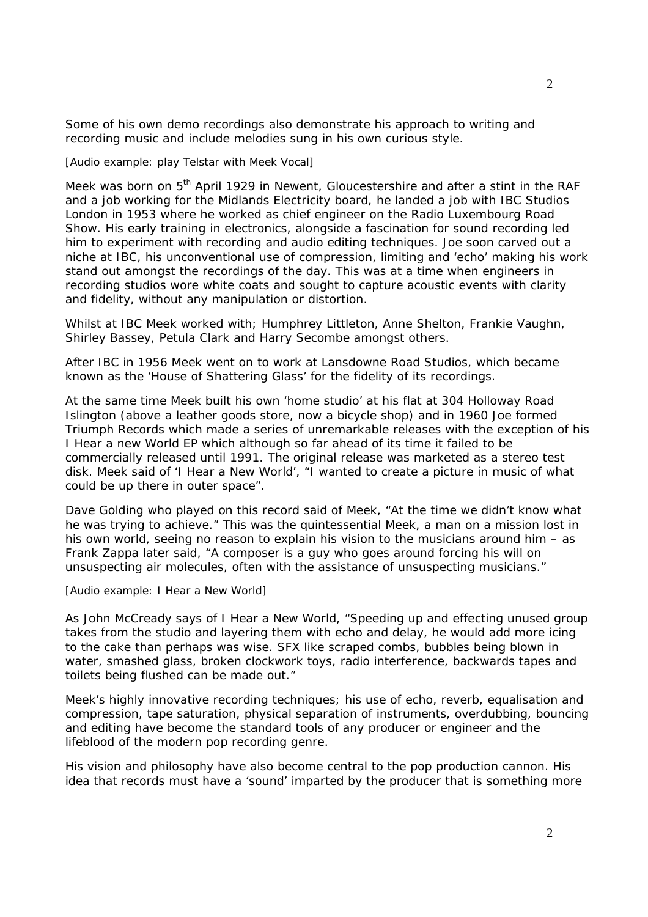Some of his own demo recordings also demonstrate his approach to writing and recording music and include melodies sung in his own curious style.

[Audio example: play Telstar with Meek Vocal]

Meek was born on 5th April 1929 in Newent, Gloucestershire and after a stint in the RAF and a job working for the Midlands Electricity board, he landed a job with IBC Studios London in 1953 where he worked as chief engineer on the Radio Luxembourg Road Show. His early training in electronics, alongside a fascination for sound recording led him to experiment with recording and audio editing techniques. Joe soon carved out a niche at IBC, his unconventional use of compression, limiting and 'echo' making his work stand out amongst the recordings of the day. This was at a time when engineers in recording studios wore white coats and sought to capture acoustic events with clarity and fidelity, without any manipulation or distortion.

Whilst at IBC Meek worked with; Humphrey Littleton, Anne Shelton, Frankie Vaughn, Shirley Bassey, Petula Clark and Harry Secombe amongst others.

After IBC in 1956 Meek went on to work at Lansdowne Road Studios, which became known as the 'House of Shattering Glass' for the fidelity of its recordings.

At the same time Meek built his own 'home studio' at his flat at 304 Holloway Road Islington (above a leather goods store, now a bicycle shop) and in 1960 Joe formed Triumph Records which made a series of unremarkable releases with the exception of his I Hear a new World EP which although so far ahead of its time it failed to be commercially released until 1991. The original release was marketed as a stereo test disk. Meek said of 'I Hear a New World', "I wanted to create a picture in music of what could be up there in outer space".

Dave Golding who played on this record said of Meek, "At the time we didn't know what he was trying to achieve." This was the quintessential Meek, a man on a mission lost in his own world, seeing no reason to explain his vision to the musicians around him – as Frank Zappa later said, "A composer is a guy who goes around forcing his will on unsuspecting air molecules, often with the assistance of unsuspecting musicians."

[Audio example: I Hear a New World]

As John McCready says of I Hear a New World, "Speeding up and effecting unused group takes from the studio and layering them with echo and delay, he would add more icing to the cake than perhaps was wise. SFX like scraped combs, bubbles being blown in water, smashed glass, broken clockwork toys, radio interference, backwards tapes and toilets being flushed can be made out."

Meek's highly innovative recording techniques; his use of echo, reverb, equalisation and compression, tape saturation, physical separation of instruments, overdubbing, bouncing and editing have become the standard tools of any producer or engineer and the lifeblood of the modern pop recording genre.

His vision and philosophy have also become central to the pop production cannon. His idea that records must have a 'sound' imparted by the producer that is something more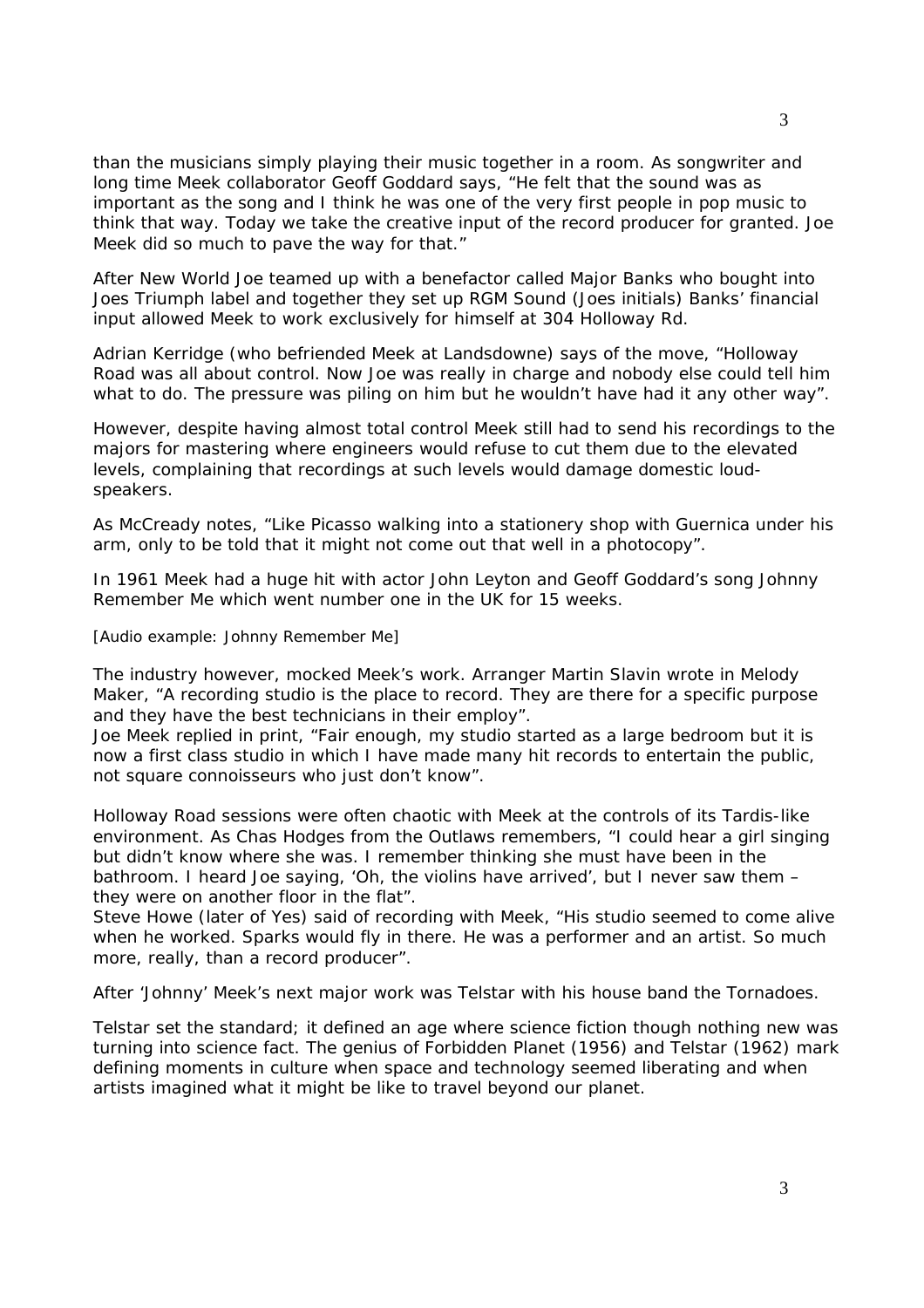than the musicians simply playing their music together in a room. As songwriter and long time Meek collaborator Geoff Goddard says, "He felt that the sound was as important as the song and I think he was one of the very first people in pop music to think that way. Today we take the creative input of the record producer for granted. Joe Meek did so much to pave the way for that."

After New World Joe teamed up with a benefactor called Major Banks who bought into Joes Triumph label and together they set up RGM Sound (Joes initials) Banks' financial input allowed Meek to work exclusively for himself at 304 Holloway Rd.

Adrian Kerridge (who befriended Meek at Landsdowne) says of the move, "Holloway Road was all about control. Now Joe was really in charge and nobody else could tell him what to do. The pressure was piling on him but he wouldn't have had it any other way".

However, despite having almost total control Meek still had to send his recordings to the majors for mastering where engineers would refuse to cut them due to the elevated levels, complaining that recordings at such levels would damage domestic loud-speakers.

As McCready notes, "Like Picasso walking into a stationery shop with Guernica under his arm, only to be told that it might not come out that well in a photocopy".

In 1961 Meek had a huge hit with actor John Leyton and Geoff Goddard's song Johnny Remember Me which went number one in the UK for 15 weeks.

[Audio example: Johnny Remember Me]

The industry however, mocked Meek's work. Arranger Martin Slavin wrote in Melody Maker, "A recording studio is the place to record. They are there for a specific purpose and they have the best technicians in their employ".
Joe Meek replied in print, "Fair enough, my studio started as a large bedroom but it is now a first class studio in which I have made many hit records to entertain the public, not square connoisseurs who just don't know".

Holloway Road sessions were often chaotic with Meek at the controls of its Tardis-like environment. As Chas Hodges from the Outlaws remembers, "I could hear a girl singing but didn't know where she was. I remember thinking she must have been in the bathroom. I heard Joe saying, 'Oh, the violins have arrived', but I never saw them – they were on another floor in the flat".
Steve Howe (later of Yes) said of recording with Meek, "His studio seemed to come alive when he worked. Sparks would fly in there. He was a performer and an artist. So much more, really, than a record producer".

After 'Johnny' Meek's next major work was Telstar with his house band the Tornadoes.

Telstar set the standard; it defined an age where science fiction though nothing new was turning into science fact. The genius of Forbidden Planet (1956) and Telstar (1962) mark defining moments in culture when space and technology seemed liberating and when artists imagined what it might be like to travel beyond our planet.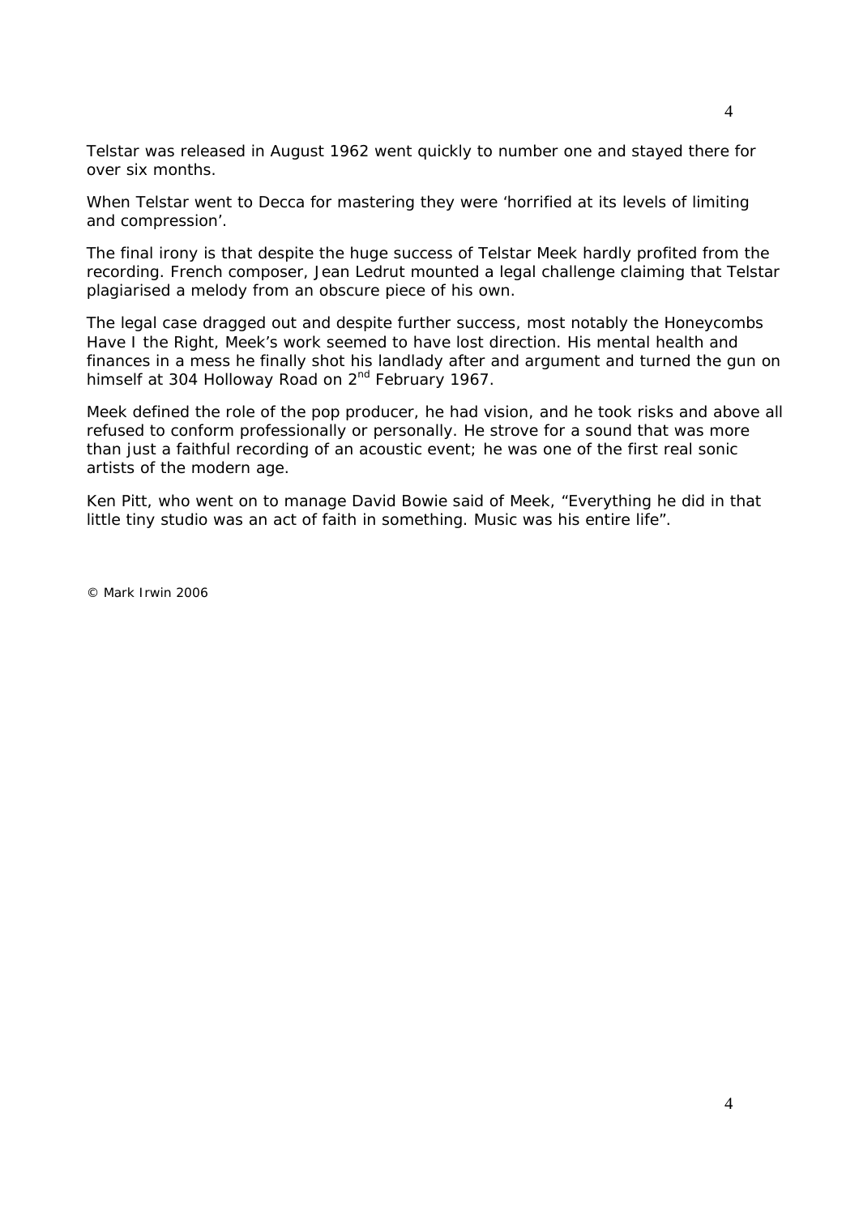Telstar was released in August 1962 went quickly to number one and stayed there for over six months.

When Telstar went to Decca for mastering they were 'horrified at its levels of limiting and compression'.

The final irony is that despite the huge success of Telstar Meek hardly profited from the recording. French composer, Jean Ledrut mounted a legal challenge claiming that Telstar plagiarised a melody from an obscure piece of his own.

The legal case dragged out and despite further success, most notably the Honeycombs Have I the Right, Meek's work seemed to have lost direction. His mental health and finances in a mess he finally shot his landlady after and argument and turned the gun on himself at 304 Holloway Road on 2nd February 1967.

Meek defined the role of the pop producer, he had vision, and he took risks and above all refused to conform professionally or personally. He strove for a sound that was more than just a faithful recording of an acoustic event; he was one of the first real sonic artists of the modern age.

Ken Pitt, who went on to manage David Bowie said of Meek, "Everything he did in that little tiny studio was an act of faith in something. Music was his entire life".

© Mark Irwin 2006